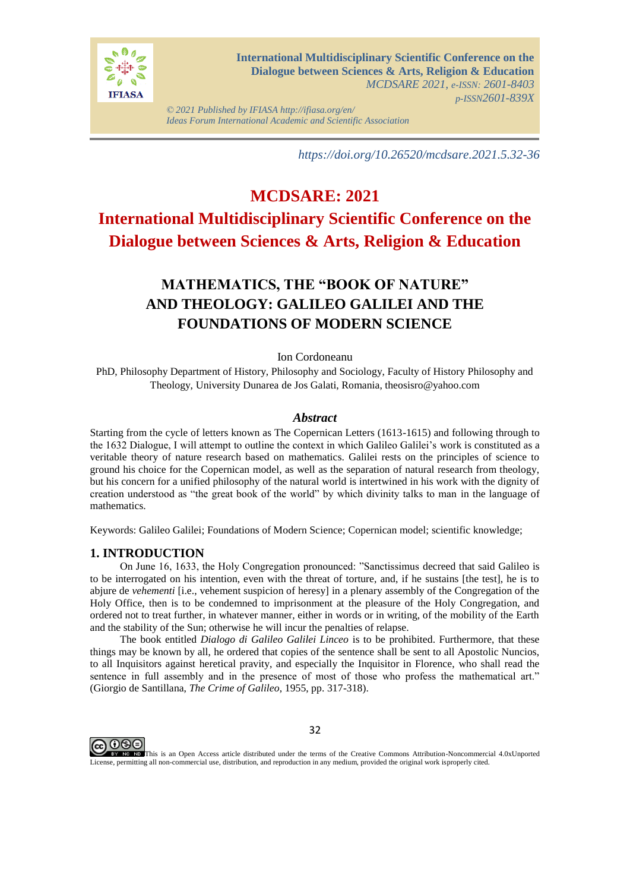https://doi.org/10.26520/mcdsare.2021.5.32-36

# MCDSARE: 2021
# International Multidisciplinary Scientific Conference on the Dialogue between Sciences & Arts, Religion & Education

## MATHEMATICS, THE "BOOK OF NATURE" AND THEOLOGY: GALILEO GALILEI AND THE FOUNDATIONS OF MODERN SCIENCE

Ion Cordoneanu

PhD, Philosophy Department of History, Philosophy and Sociology, Faculty of History Philosophy and Theology, University Dunarea de Jos Galati, Romania, theosisro@yahoo.com

### *Abstract*

Starting from the cycle of letters known as The Copernican Letters (1613-1615) and following through to the 1632 Dialogue, I will attempt to outline the context in which Galileo Galilei's work is constituted as a veritable theory of nature research based on mathematics. Galilei rests on the principles of science to ground his choice for the Copernican model, as well as the separation of natural research from theology, but his concern for a unified philosophy of the natural world is intertwined in his work with the dignity of creation understood as "the great book of the world" by which divinity talks to man in the language of mathematics.

Keywords: Galileo Galilei; Foundations of Modern Science; Copernican model; scientific knowledge;

## 1. INTRODUCTION

On June 16, 1633, the Holy Congregation pronounced: "Sanctissimus decreed that said Galileo is to be interrogated on his intention, even with the threat of torture, and, if he sustains [the test], he is to abjure de *vehementi* [i.e., vehement suspicion of heresy] in a plenary assembly of the Congregation of the Holy Office, then is to be condemned to imprisonment at the pleasure of the Holy Congregation, and ordered not to treat further, in whatever manner, either in words or in writing, of the mobility of the Earth and the stability of the Sun; otherwise he will incur the penalties of relapse.

The book entitled *Dialogo di Galileo Galilei Linceo* is to be prohibited. Furthermore, that these things may be known by all, he ordered that copies of the sentence shall be sent to all Apostolic Nuncios, to all Inquisitors against heretical pravity, and especially the Inquisitor in Florence, who shall read the sentence in full assembly and in the presence of most of those who profess the mathematical art." (Giorgio de Santillana, *The Crime of Galileo*, 1955, pp. 317-318).

This is an Open Access article distributed under the terms of the Creative Commons Attribution-Noncommercial 4.0xUnported License, permitting all non-commercial use, distribution, and reproduction in any medium, provided the original work isproperly cited.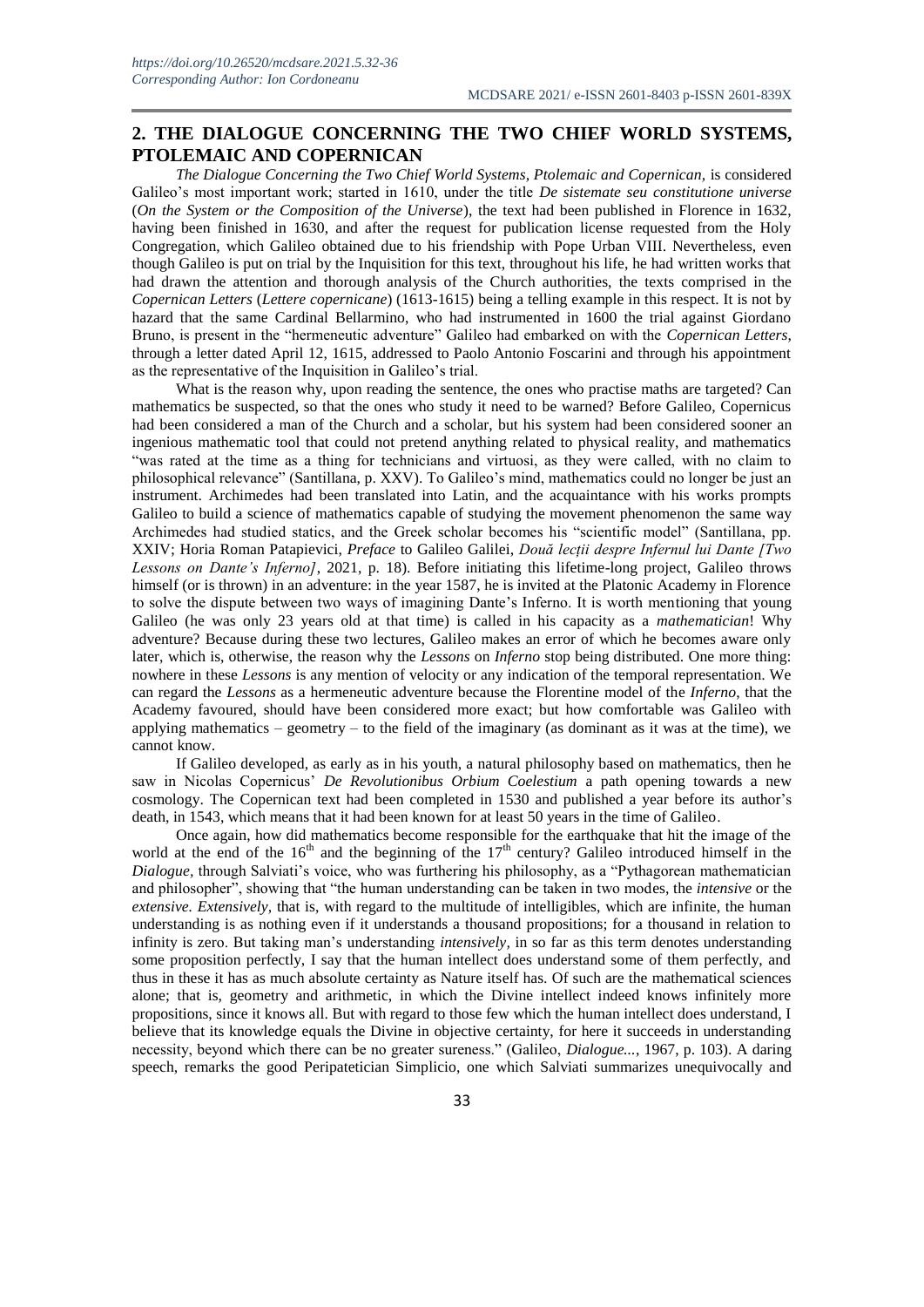## 2. THE DIALOGUE CONCERNING THE TWO CHIEF WORLD SYSTEMS, PTOLEMAIC AND COPERNICAN

*The Dialogue Concerning the Two Chief World Systems, Ptolemaic and Copernican,* is considered Galileo's most important work; started in 1610, under the title *De sistemate seu constitutione universe* (*On the System or the Composition of the Universe*), the text had been published in Florence in 1632, having been finished in 1630, and after the request for publication license requested from the Holy Congregation, which Galileo obtained due to his friendship with Pope Urban VIII. Nevertheless, even though Galileo is put on trial by the Inquisition for this text, throughout his life, he had written works that had drawn the attention and thorough analysis of the Church authorities, the texts comprised in the *Copernican Letters* (*Lettere copernicane*) (1613-1615) being a telling example in this respect. It is not by hazard that the same Cardinal Bellarmino, who had instrumented in 1600 the trial against Giordano Bruno, is present in the "hermeneutic adventure" Galileo had embarked on with the *Copernican Letters*, through a letter dated April 12, 1615, addressed to Paolo Antonio Foscarini and through his appointment as the representative of the Inquisition in Galileo's trial.

What is the reason why, upon reading the sentence, the ones who practise maths are targeted? Can mathematics be suspected, so that the ones who study it need to be warned? Before Galileo, Copernicus had been considered a man of the Church and a scholar, but his system had been considered sooner an ingenious mathematic tool that could not pretend anything related to physical reality, and mathematics "was rated at the time as a thing for technicians and virtuosi, as they were called, with no claim to philosophical relevance" (Santillana, p. XXV). To Galileo's mind, mathematics could no longer be just an instrument. Archimedes had been translated into Latin, and the acquaintance with his works prompts Galileo to build a science of mathematics capable of studying the movement phenomenon the same way Archimedes had studied statics, and the Greek scholar becomes his "scientific model" (Santillana, pp. XXIV; Horia Roman Patapievici, *Preface* to Galileo Galilei, *Două lecții despre Infernul lui Dante [Two Lessons on Dante's Inferno]*, 2021, p. 18). Before initiating this lifetime-long project, Galileo throws himself (or is thrown) in an adventure: in the year 1587, he is invited at the Platonic Academy in Florence to solve the dispute between two ways of imagining Dante's Inferno. It is worth mentioning that young Galileo (he was only 23 years old at that time) is called in his capacity as a *mathematician*! Why adventure? Because during these two lectures, Galileo makes an error of which he becomes aware only later, which is, otherwise, the reason why the *Lessons* on *Inferno* stop being distributed. One more thing: nowhere in these *Lessons* is any mention of velocity or any indication of the temporal representation. We can regard the *Lessons* as a hermeneutic adventure because the Florentine model of the *Inferno*, that the Academy favoured, should have been considered more exact; but how comfortable was Galileo with applying mathematics – geometry – to the field of the imaginary (as dominant as it was at the time), we cannot know.

If Galileo developed, as early as in his youth, a natural philosophy based on mathematics, then he saw in Nicolas Copernicus' *De Revolutionibus Orbium Coelestium* a path opening towards a new cosmology. The Copernican text had been completed in 1530 and published a year before its author's death, in 1543, which means that it had been known for at least 50 years in the time of Galileo.

Once again, how did mathematics become responsible for the earthquake that hit the image of the world at the end of the $16^{th}$ and the beginning of the $17^{th}$ century? Galileo introduced himself in the *Dialogue,* through Salviati's voice, who was furthering his philosophy, as a "Pythagorean mathematician and philosopher", showing that "the human understanding can be taken in two modes, the *intensive* or the *extensive. Extensively,* that is, with regard to the multitude of intelligibles, which are infinite, the human understanding is as nothing even if it understands a thousand propositions; for a thousand in relation to infinity is zero. But taking man's understanding *intensively,* in so far as this term denotes understanding some proposition perfectly, I say that the human intellect does understand some of them perfectly, and thus in these it has as much absolute certainty as Nature itself has. Of such are the mathematical sciences alone; that is, geometry and arithmetic, in which the Divine intellect indeed knows infinitely more propositions, since it knows all. But with regard to those few which the human intellect does understand, I believe that its knowledge equals the Divine in objective certainty, for here it succeeds in understanding necessity, beyond which there can be no greater sureness." (Galileo, *Dialogue...*, 1967, p. 103). A daring speech, remarks the good Peripatetician Simplicio, one which Salviati summarizes unequivocally and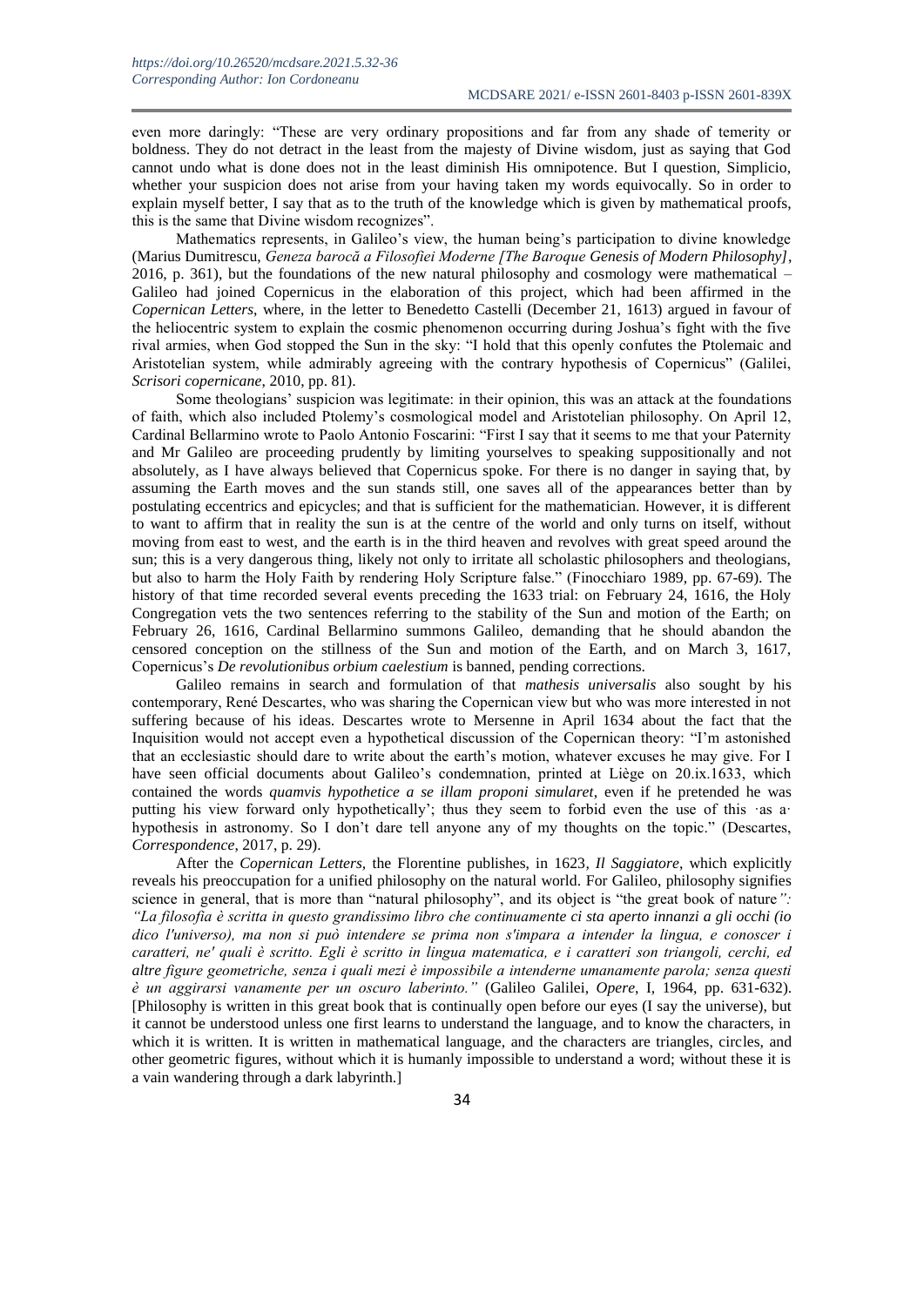even more daringly: "These are very ordinary propositions and far from any shade of temerity or boldness. They do not detract in the least from the majesty of Divine wisdom, just as saying that God cannot undo what is done does not in the least diminish His omnipotence. But I question, Simplicio, whether your suspicion does not arise from your having taken my words equivocally. So in order to explain myself better, I say that as to the truth of the knowledge which is given by mathematical proofs, this is the same that Divine wisdom recognizes".

Mathematics represents, in Galileo's view, the human being's participation to divine knowledge (Marius Dumitrescu, *Geneza barocă a Filosofiei Moderne [The Baroque Genesis of Modern Philosophy]*, 2016, p. 361), but the foundations of the new natural philosophy and cosmology were mathematical – Galileo had joined Copernicus in the elaboration of this project, which had been affirmed in the *Copernican Letters*, where, in the letter to Benedetto Castelli (December 21, 1613) argued in favour of the heliocentric system to explain the cosmic phenomenon occurring during Joshua's fight with the five rival armies, when God stopped the Sun in the sky: "I hold that this openly confutes the Ptolemaic and Aristotelian system, while admirably agreeing with the contrary hypothesis of Copernicus" (Galilei, *Scrisori copernicane*, 2010, pp. 81).

Some theologians' suspicion was legitimate: in their opinion, this was an attack at the foundations of faith, which also included Ptolemy's cosmological model and Aristotelian philosophy. On April 12, Cardinal Bellarmino wrote to Paolo Antonio Foscarini: "First I say that it seems to me that your Paternity and Mr Galileo are proceeding prudently by limiting yourselves to speaking suppositionally and not absolutely, as I have always believed that Copernicus spoke. For there is no danger in saying that, by assuming the Earth moves and the sun stands still, one saves all of the appearances better than by postulating eccentrics and epicycles; and that is sufficient for the mathematician. However, it is different to want to affirm that in reality the sun is at the centre of the world and only turns on itself, without moving from east to west, and the earth is in the third heaven and revolves with great speed around the sun; this is a very dangerous thing, likely not only to irritate all scholastic philosophers and theologians, but also to harm the Holy Faith by rendering Holy Scripture false." (Finocchiaro 1989, pp. 67-69). The history of that time recorded several events preceding the 1633 trial: on February 24, 1616, the Holy Congregation vets the two sentences referring to the stability of the Sun and motion of the Earth; on February 26, 1616, Cardinal Bellarmino summons Galileo, demanding that he should abandon the censored conception on the stillness of the Sun and motion of the Earth, and on March 3, 1617, Copernicus's *De revolutionibus orbium caelestium* is banned, pending corrections.

Galileo remains in search and formulation of that *mathesis universalis* also sought by his contemporary, René Descartes, who was sharing the Copernican view but who was more interested in not suffering because of his ideas. Descartes wrote to Mersenne in April 1634 about the fact that the Inquisition would not accept even a hypothetical discussion of the Copernican theory: "I'm astonished that an ecclesiastic should dare to write about the earth's motion, whatever excuses he may give. For I have seen official documents about Galileo's condemnation, printed at Liège on 20.ix.1633, which contained the words *quamvis hypothetice a se illam proponi simularet*, even if he pretended he was putting his view forward only hypothetically'; thus they seem to forbid even the use of this ·as a· hypothesis in astronomy. So I don't dare tell anyone any of my thoughts on the topic." (Descartes, *Correspondence*, 2017, p. 29).

After the *Copernican Letters*, the Florentine publishes, in 1623, *Il Saggiatore*, which explicitly reveals his preoccupation for a unified philosophy on the natural world. For Galileo, philosophy signifies science in general, that is more than "natural philosophy", and its object is "the great book of nature*": "La filosofia è scritta in questo grandissimo libro che continuamente ci sta aperto innanzi a gli occhi (io dico l'universo), ma non si può intendere se prima non s'impara a intender la lingua, e conoscer i caratteri, ne' quali è scritto. Egli è scritto in lingua matematica, e i caratteri son triangoli, cerchi, ed altre figure geometriche, senza i quali mezi è impossibile a intenderne umanamente parola; senza questi è un aggirarsi vanamente per un oscuro laberinto."* (Galileo Galilei, *Opere*, I, 1964, pp. 631-632). [Philosophy is written in this great book that is continually open before our eyes (I say the universe), but it cannot be understood unless one first learns to understand the language, and to know the characters, in which it is written. It is written in mathematical language, and the characters are triangles, circles, and other geometric figures, without which it is humanly impossible to understand a word; without these it is a vain wandering through a dark labyrinth.]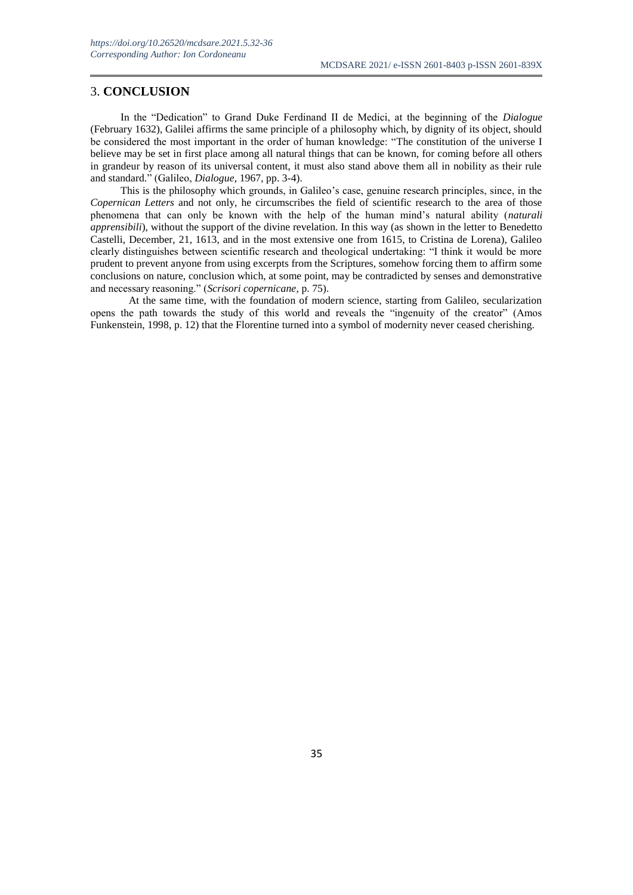## 3. **CONCLUSION**

In the "Dedication" to Grand Duke Ferdinand II de Medici, at the beginning of the *Dialogue* (February 1632), Galilei affirms the same principle of a philosophy which, by dignity of its object, should be considered the most important in the order of human knowledge: "The constitution of the universe I believe may be set in first place among all natural things that can be known, for coming before all others in grandeur by reason of its universal content, it must also stand above them all in nobility as their rule and standard." (Galileo, *Dialogue*, 1967, pp. 3-4).

This is the philosophy which grounds, in Galileo's case, genuine research principles, since, in the *Copernican Letters* and not only, he circumscribes the field of scientific research to the area of those phenomena that can only be known with the help of the human mind's natural ability (*naturali apprensibili*), without the support of the divine revelation. In this way (as shown in the letter to Benedetto Castelli, December, 21, 1613, and in the most extensive one from 1615, to Cristina de Lorena), Galileo clearly distinguishes between scientific research and theological undertaking: "I think it would be more prudent to prevent anyone from using excerpts from the Scriptures, somehow forcing them to affirm some conclusions on nature, conclusion which, at some point, may be contradicted by senses and demonstrative and necessary reasoning." (*Scrisori copernicane*, p. 75).

At the same time, with the foundation of modern science, starting from Galileo, secularization opens the path towards the study of this world and reveals the "ingenuity of the creator" (Amos Funkenstein, 1998, p. 12) that the Florentine turned into a symbol of modernity never ceased cherishing.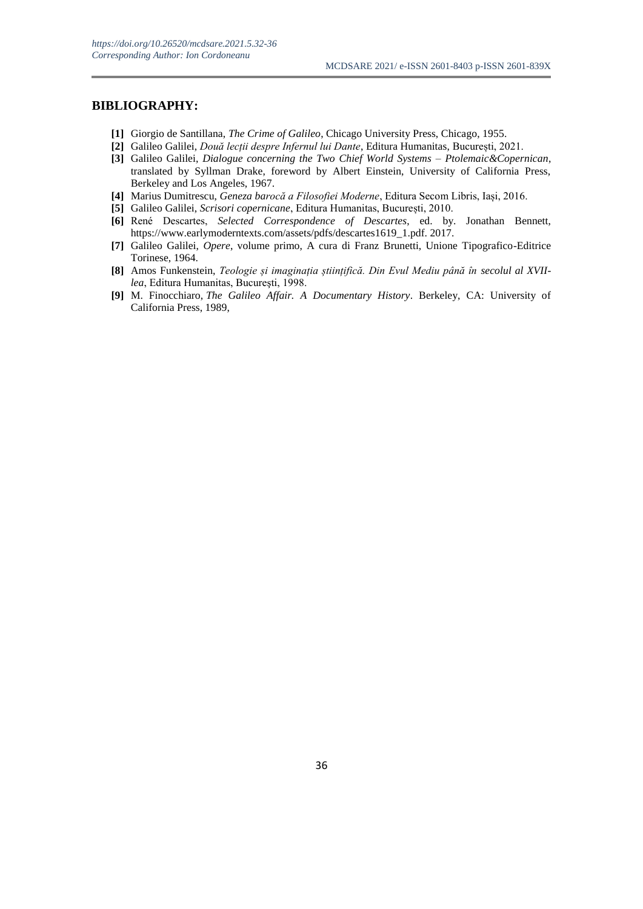## BIBLIOGRAPHY:

**[1]** Giorgio de Santillana, *The Crime of Galileo*, Chicago University Press, Chicago, 1955.

**[2]** Galileo Galilei, *Două lecții despre Infernul lui Dante*, Editura Humanitas, București, 2021.

**[3]** Galileo Galilei, *Dialogue concerning the Two Chief World Systems – Ptolemaic&Copernican*, translated by Syllman Drake, foreword by Albert Einstein, University of California Press, Berkeley and Los Angeles, 1967.

**[4]** Marius Dumitrescu, *Geneza barocă a Filosofiei Moderne*, Editura Secom Libris, Iași, 2016.

**[5]** Galileo Galilei, *Scrisori copernicane*, Editura Humanitas, București, 2010.

**[6]** René Descartes, *Selected Correspondence of Descartes*, ed. by. Jonathan Bennett, https://www.earlymoderntexts.com/assets/pdfs/descartes1619_1.pdf. 2017.

**[7]** Galileo Galilei, *Opere*, volume primo, A cura di Franz Brunetti, Unione Tipografico-Editrice Torinese, 1964.

**[8]** Amos Funkenstein, *Teologie și imaginația științifică. Din Evul Mediu până în secolul al XVII-lea*, Editura Humanitas, Bucureşti, 1998.

**[9]** M. Finocchiaro, *The Galileo Affair. A Documentary History*. Berkeley, CA: University of California Press, 1989,